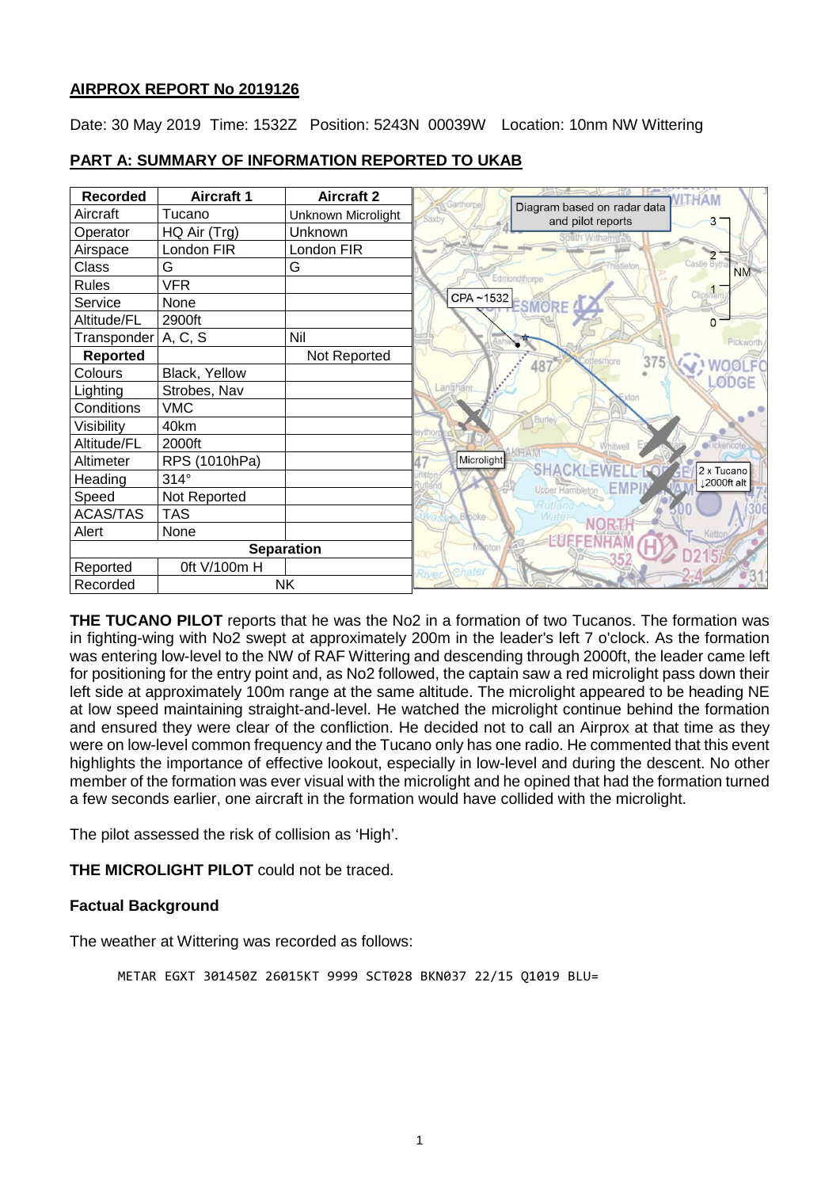**AIRPROX REPORT No 2019126**

Date: 30 May 2019 Time: 1532Z Position: 5243N 00039W Location: 10nm NW Wittering

**PART A: SUMMARY OF INFORMATION REPORTED TO UKAB**

| Recorded | Aircraft 1 | Aircraft 2 |
|---|---|---|
| Aircraft | Tucano | Unknown Microlight |
| Operator | HQ Air (Trg) | Unknown |
| Airspace | London FIR | London FIR |
| Class | G | G |
| Rules | VFR | |
| Service | None | |
| Altitude/FL | 2900ft | |
| Transponder | A, C, S | Nil |
| **Reported** | | Not Reported |
| Colours | Black, Yellow | |
| Lighting | Strobes, Nav | |
| Conditions | VMC | |
| Visibility | 40km | |
| Altitude/FL | 2000ft | |
| Altimeter | RPS (1010hPa) | |
| Heading | 314° | |
| Speed | Not Reported | |
| ACAS/TAS | TAS | |
| Alert | None | |
| **Separation** | | |
| Reported | 0ft V/100m H | |
| Recorded | NK | |

Diagram based on radar data and pilot reports

**THE TUCANO PILOT** reports that he was the No2 in a formation of two Tucanos. The formation was in fighting-wing with No2 swept at approximately 200m in the leader's left 7 o'clock. As the formation was entering low-level to the NW of RAF Wittering and descending through 2000ft, the leader came left for positioning for the entry point and, as No2 followed, the captain saw a red microlight pass down their left side at approximately 100m range at the same altitude. The microlight appeared to be heading NE at low speed maintaining straight-and-level. He watched the microlight continue behind the formation and ensured they were clear of the confliction. He decided not to call an Airprox at that time as they were on low-level common frequency and the Tucano only has one radio. He commented that this event highlights the importance of effective lookout, especially in low-level and during the descent. No other member of the formation was ever visual with the microlight and he opined that had the formation turned a few seconds earlier, one aircraft in the formation would have collided with the microlight.

The pilot assessed the risk of collision as 'High'.

**THE MICROLIGHT PILOT** could not be traced.

**Factual Background**

The weather at Wittering was recorded as follows:

```
METAR EGXT 301450Z 26015KT 9999 SCT028 BKN037 22/15 Q1019 BLU=
```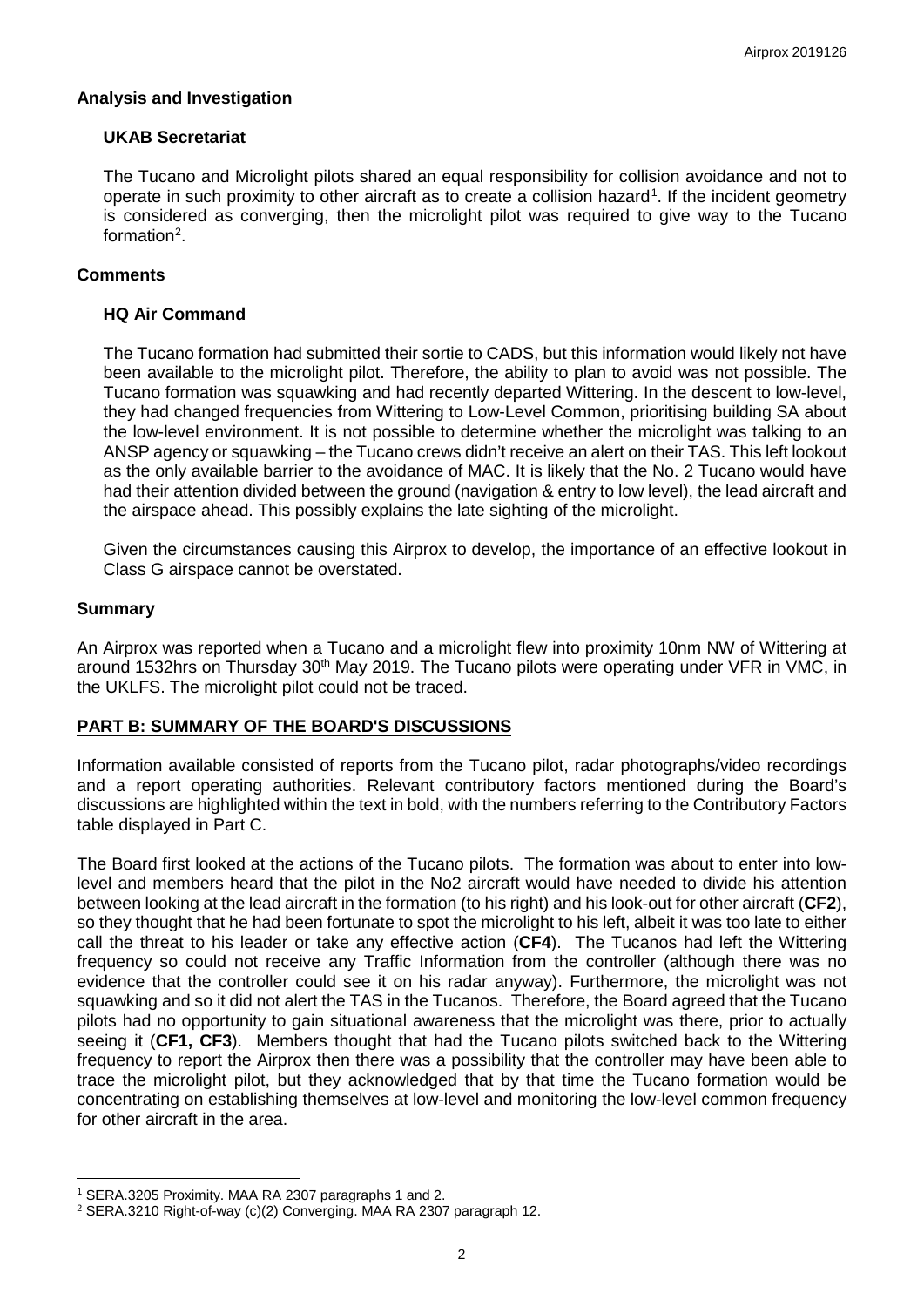## Analysis and Investigation

### UKAB Secretariat

The Tucano and Microlight pilots shared an equal responsibility for collision avoidance and not to operate in such proximity to other aircraft as to create a collision hazard[1]. If the incident geometry is considered as converging, then the microlight pilot was required to give way to the Tucano formation[2].

## Comments

### HQ Air Command

The Tucano formation had submitted their sortie to CADS, but this information would likely not have been available to the microlight pilot. Therefore, the ability to plan to avoid was not possible. The Tucano formation was squawking and had recently departed Wittering. In the descent to low-level, they had changed frequencies from Wittering to Low-Level Common, prioritising building SA about the low-level environment. It is not possible to determine whether the microlight was talking to an ANSP agency or squawking – the Tucano crews didn't receive an alert on their TAS. This left lookout as the only available barrier to the avoidance of MAC. It is likely that the No. 2 Tucano would have had their attention divided between the ground (navigation & entry to low level), the lead aircraft and the airspace ahead. This possibly explains the late sighting of the microlight.

Given the circumstances causing this Airprox to develop, the importance of an effective lookout in Class G airspace cannot be overstated.

## Summary

An Airprox was reported when a Tucano and a microlight flew into proximity 10nm NW of Wittering at around 1532hrs on Thursday 30th May 2019. The Tucano pilots were operating under VFR in VMC, in the UKLFS. The microlight pilot could not be traced.

## PART B: SUMMARY OF THE BOARD'S DISCUSSIONS

Information available consisted of reports from the Tucano pilot, radar photographs/video recordings and a report operating authorities. Relevant contributory factors mentioned during the Board's discussions are highlighted within the text in bold, with the numbers referring to the Contributory Factors table displayed in Part C.

The Board first looked at the actions of the Tucano pilots. The formation was about to enter into low-level and members heard that the pilot in the No2 aircraft would have needed to divide his attention between looking at the lead aircraft in the formation (to his right) and his look-out for other aircraft (**CF2**), so they thought that he had been fortunate to spot the microlight to his left, albeit it was too late to either call the threat to his leader or take any effective action (**CF4**). The Tucanos had left the Wittering frequency so could not receive any Traffic Information from the controller (although there was no evidence that the controller could see it on his radar anyway). Furthermore, the microlight was not squawking and so it did not alert the TAS in the Tucanos. Therefore, the Board agreed that the Tucano pilots had no opportunity to gain situational awareness that the microlight was there, prior to actually seeing it (**CF1, CF3**). Members thought that had the Tucano pilots switched back to the Wittering frequency to report the Airprox then there was a possibility that the controller may have been able to trace the microlight pilot, but they acknowledged that by that time the Tucano formation would be concentrating on establishing themselves at low-level and monitoring the low-level common frequency for other aircraft in the area.

[1] SERA.3205 Proximity. MAA RA 2307 paragraphs 1 and 2.

[2] SERA.3210 Right-of-way (c)(2) Converging. MAA RA 2307 paragraph 12.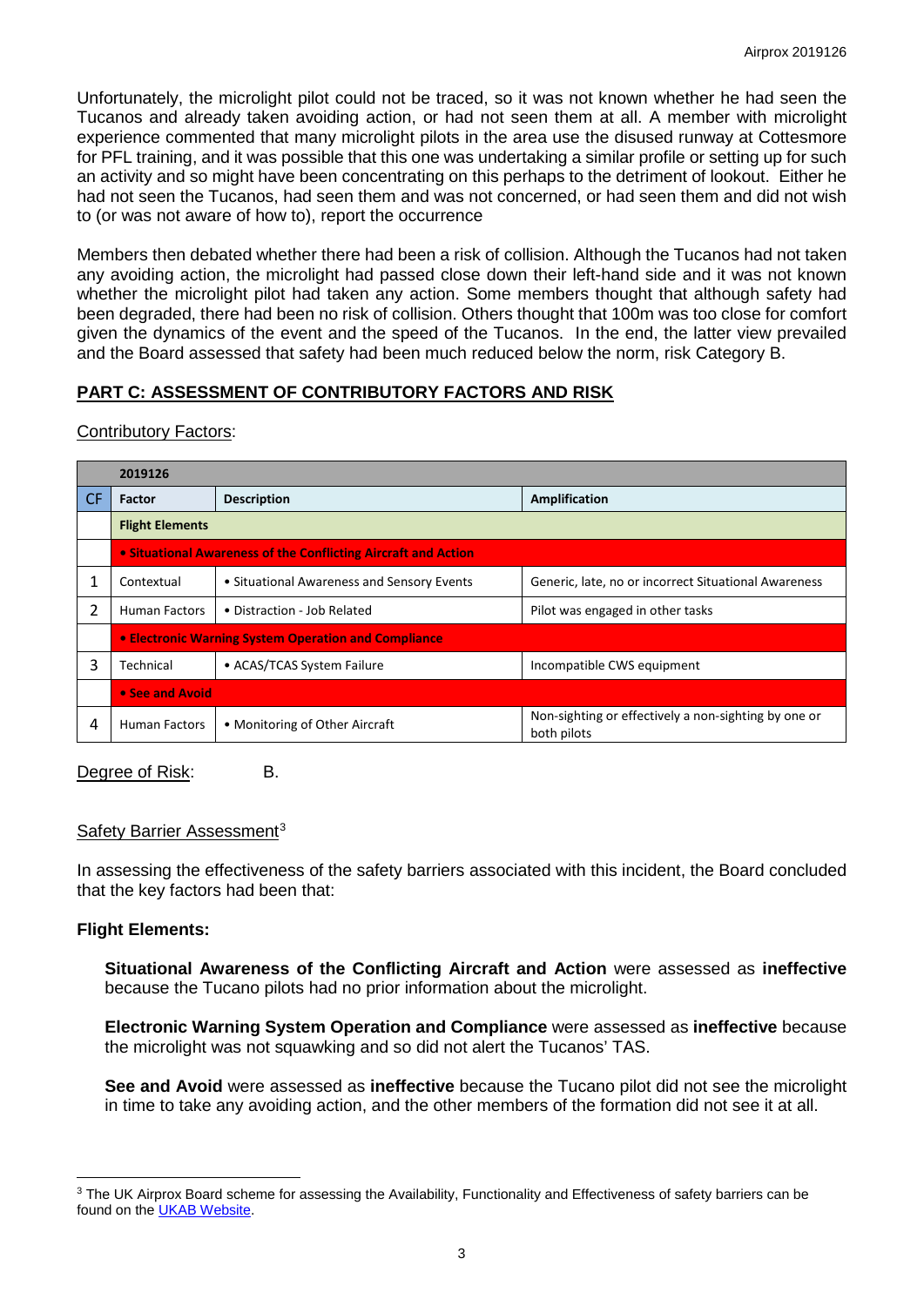Unfortunately, the microlight pilot could not be traced, so it was not known whether he had seen the Tucanos and already taken avoiding action, or had not seen them at all. A member with microlight experience commented that many microlight pilots in the area use the disused runway at Cottesmore for PFL training, and it was possible that this one was undertaking a similar profile or setting up for such an activity and so might have been concentrating on this perhaps to the detriment of lookout. Either he had not seen the Tucanos, had seen them and was not concerned, or had seen them and did not wish to (or was not aware of how to), report the occurrence

Members then debated whether there had been a risk of collision. Although the Tucanos had not taken any avoiding action, the microlight had passed close down their left-hand side and it was not known whether the microlight pilot had taken any action. Some members thought that although safety had been degraded, there had been no risk of collision. Others thought that 100m was too close for comfort given the dynamics of the event and the speed of the Tucanos. In the end, the latter view prevailed and the Board assessed that safety had been much reduced below the norm, risk Category B.

## PART C: ASSESSMENT OF CONTRIBUTORY FACTORS AND RISK

Contributory Factors:

| | 2019126 | | |
|---|---|---|---|
| CF | Factor | Description | Amplification |
| | **Flight Elements** | | |
| | **• Situational Awareness of the Conflicting Aircraft and Action** | | |
| 1 | Contextual | • Situational Awareness and Sensory Events | Generic, late, no or incorrect Situational Awareness |
| 2 | Human Factors | • Distraction - Job Related | Pilot was engaged in other tasks |
| | **• Electronic Warning System Operation and Compliance** | | |
| 3 | Technical | • ACAS/TCAS System Failure | Incompatible CWS equipment |
| | **• See and Avoid** | | |
| 4 | Human Factors | • Monitoring of Other Aircraft | Non-sighting or effectively a non-sighting by one or both pilots |

Degree of Risk: B.

Safety Barrier Assessment[3]

In assessing the effectiveness of the safety barriers associated with this incident, the Board concluded that the key factors had been that:

**Flight Elements:**

**Situational Awareness of the Conflicting Aircraft and Action** were assessed as **ineffective** because the Tucano pilots had no prior information about the microlight.

**Electronic Warning System Operation and Compliance** were assessed as **ineffective** because the microlight was not squawking and so did not alert the Tucanos' TAS.

**See and Avoid** were assessed as **ineffective** because the Tucano pilot did not see the microlight in time to take any avoiding action, and the other members of the formation did not see it at all.

[3] The UK Airprox Board scheme for assessing the Availability, Functionality and Effectiveness of safety barriers can be found on the UKAB Website.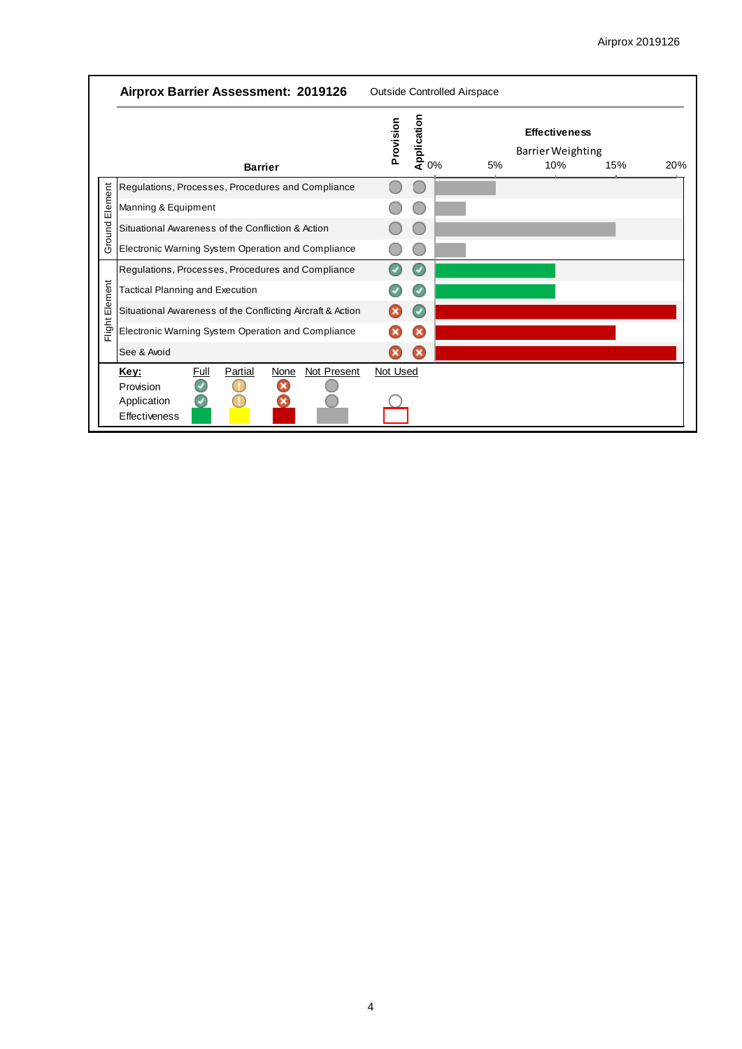**Airprox Barrier Assessment: 2019126** Outside Controlled Airspace

Barrier

Provision

Application

Effectiveness

Barrier Weighting

0% 5% 10% 15% 20%

Ground Element

Regulations, Processes, Procedures and Compliance

Manning & Equipment

Situational Awareness of the Confliction & Action

Electronic Warning System Operation and Compliance

Flight Element

Regulations, Processes, Procedures and Compliance

Tactical Planning and Execution

Situational Awareness of the Conflicting Aircraft & Action

Electronic Warning System Operation and Compliance

See & Avoid

**Key:** Full Partial None Not Present Not Used

Provision

Application

Effectiveness